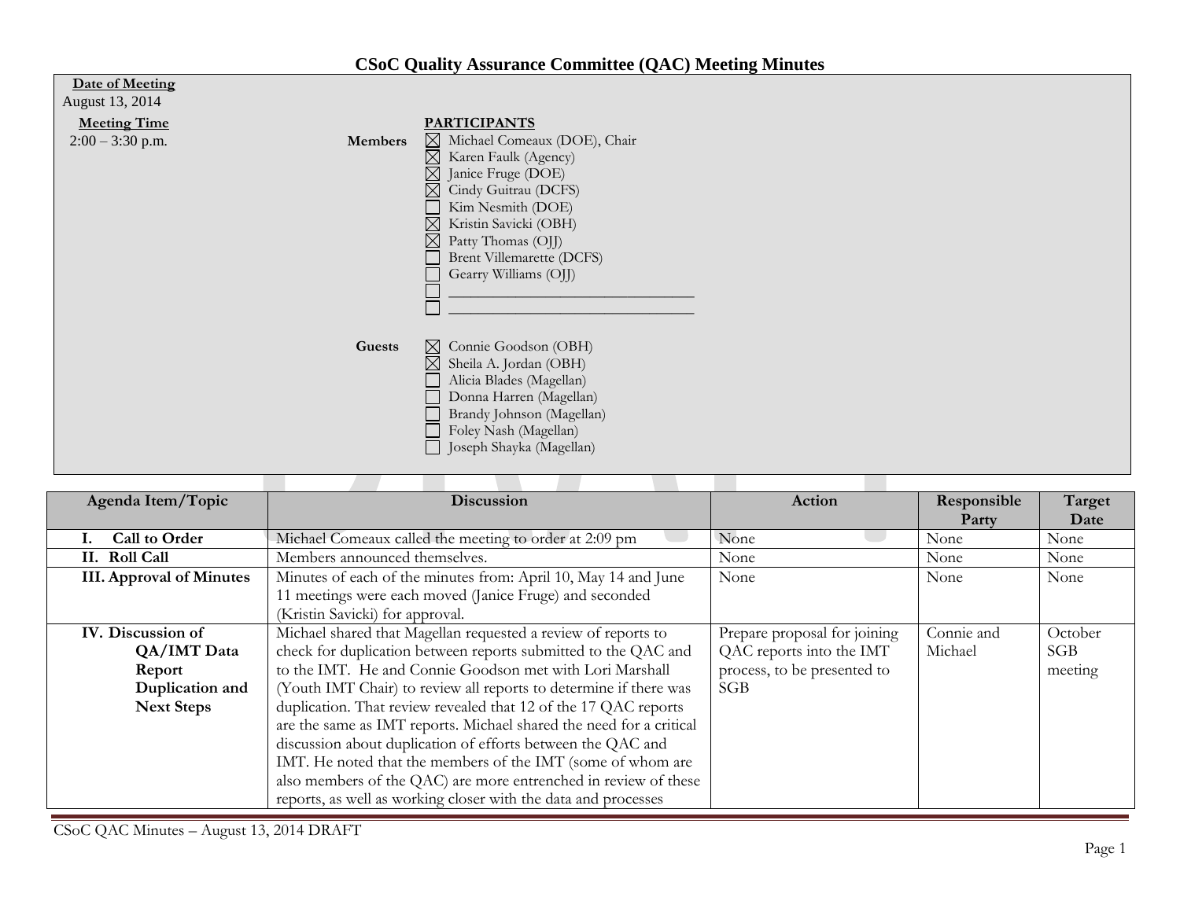# CSoC Quality Assurance Committee (QAC) Meeting Minutes

**Date of Meeting**
August 13, 2014

**Meeting Time**
2:00 – 3:30 p.m.

**PARTICIPANTS**

**Members**

- ☒ Michael Comeaux (DOE), Chair
- ☒ Karen Faulk (Agency)
- ☒ Janice Fruge (DOE)
- ☒ Cindy Guitrau (DCFS)
- ☐ Kim Nesmith (DOE)
- ☒ Kristin Savicki (OBH)
- ☒ Patty Thomas (OJJ)
- ☐ Brent Villemarette (DCFS)
- ☐ Gearry Williams (OJJ)
- ☐ ______________________________
- ☐ ______________________________

**Guests**

- ☒ Connie Goodson (OBH)
- ☒ Sheila A. Jordan (OBH)
- ☐ Alicia Blades (Magellan)
- ☐ Donna Harren (Magellan)
- ☐ Brandy Johnson (Magellan)
- ☐ Foley Nash (Magellan)
- ☐ Joseph Shayka (Magellan)

| Agenda Item/Topic | Discussion | Action | Responsible Party | Target Date |
|---|---|---|---|---|
| **I. Call to Order** | Michael Comeaux called the meeting to order at 2:09 pm | None | None | None |
| **II. Roll Call** | Members announced themselves. | None | None | None |
| **III. Approval of Minutes** | Minutes of each of the minutes from: April 10, May 14 and June 11 meetings were each moved (Janice Fruge) and seconded (Kristin Savicki) for approval. | None | None | None |
| **IV. Discussion of QA/IMT Data Report Duplication and Next Steps** | Michael shared that Magellan requested a review of reports to check for duplication between reports submitted to the QAC and to the IMT. He and Connie Goodson met with Lori Marshall (Youth IMT Chair) to review all reports to determine if there was duplication. That review revealed that 12 of the 17 QAC reports are the same as IMT reports. Michael shared the need for a critical discussion about duplication of efforts between the QAC and IMT. He noted that the members of the IMT (some of whom are also members of the QAC) are more entrenched in review of these reports, as well as working closer with the data and processes | Prepare proposal for joining QAC reports into the IMT process, to be presented to SGB | Connie and Michael | October SGB meeting |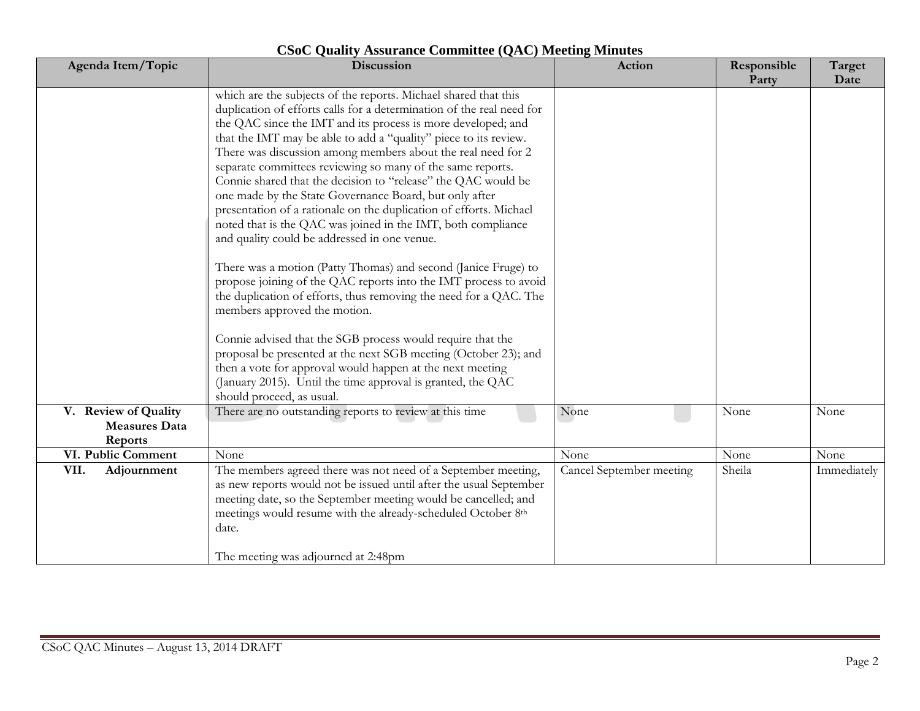# CSoC Quality Assurance Committee (QAC) Meeting Minutes

| Agenda Item/Topic | Discussion | Action | Responsible Party | Target Date |
|---|---|---|---|---|
| | which are the subjects of the reports. Michael shared that this duplication of efforts calls for a determination of the real need for the QAC since the IMT and its process is more developed; and that the IMT may be able to add a "quality" piece to its review. There was discussion among members about the real need for 2 separate committees reviewing so many of the same reports. Connie shared that the decision to "release" the QAC would be one made by the State Governance Board, but only after presentation of a rationale on the duplication of efforts. Michael noted that is the QAC was joined in the IMT, both compliance and quality could be addressed in one venue.<br><br>There was a motion (Patty Thomas) and second (Janice Fruge) to propose joining of the QAC reports into the IMT process to avoid the duplication of efforts, thus removing the need for a QAC. The members approved the motion.<br><br>Connie advised that the SGB process would require that the proposal be presented at the next SGB meeting (October 23); and then a vote for approval would happen at the next meeting (January 2015). Until the time approval is granted, the QAC should proceed, as usual. | | | |
| **V. Review of Quality Measures Data Reports** | There are no outstanding reports to review at this time | None | None | None |
| **VI. Public Comment** | None | None | None | None |
| **VII. Adjournment** | The members agreed there was not need of a September meeting, as new reports would not be issued until after the usual September meeting date, so the September meeting would be cancelled; and meetings would resume with the already-scheduled October 8th date.<br><br>The meeting was adjourned at 2:48pm | Cancel September meeting | Sheila | Immediately |

CSoC QAC Minutes – August 13, 2014 DRAFT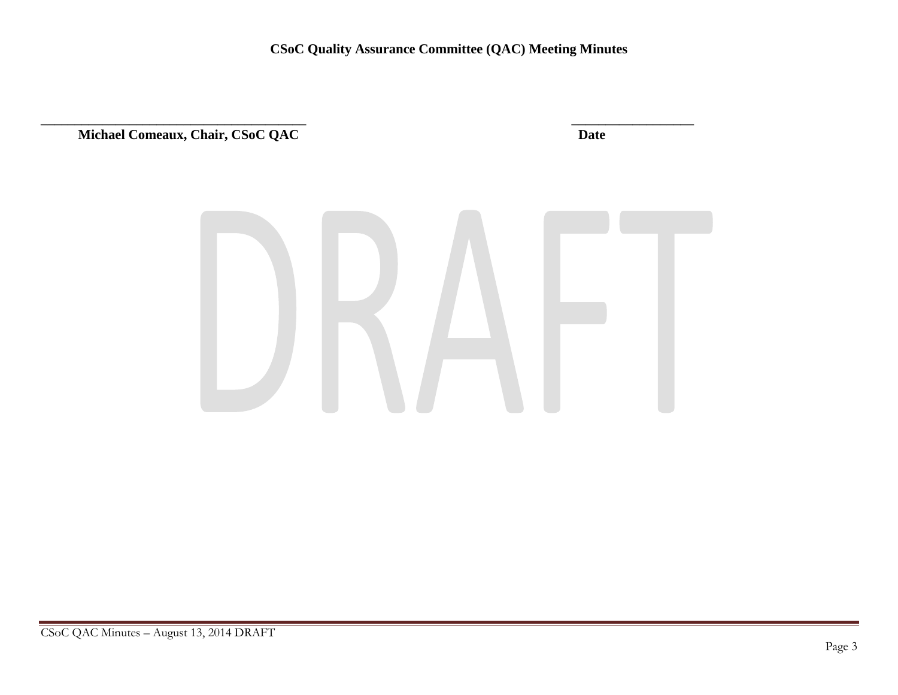**CSoC Quality Assurance Committee (QAC) Meeting Minutes**

\_\_\_\_\_\_\_\_\_\_\_\_\_\_\_\_\_\_\_\_\_\_\_\_\_\_\_\_\_\_\_\_\_\_\_\_\_\_\_\_\_\_ \_\_\_\_\_\_\_\_\_\_\_\_\_\_\_\_\_\_\_\_

**Michael Comeaux, Chair, CSoC QAC** **Date**

DRAFT